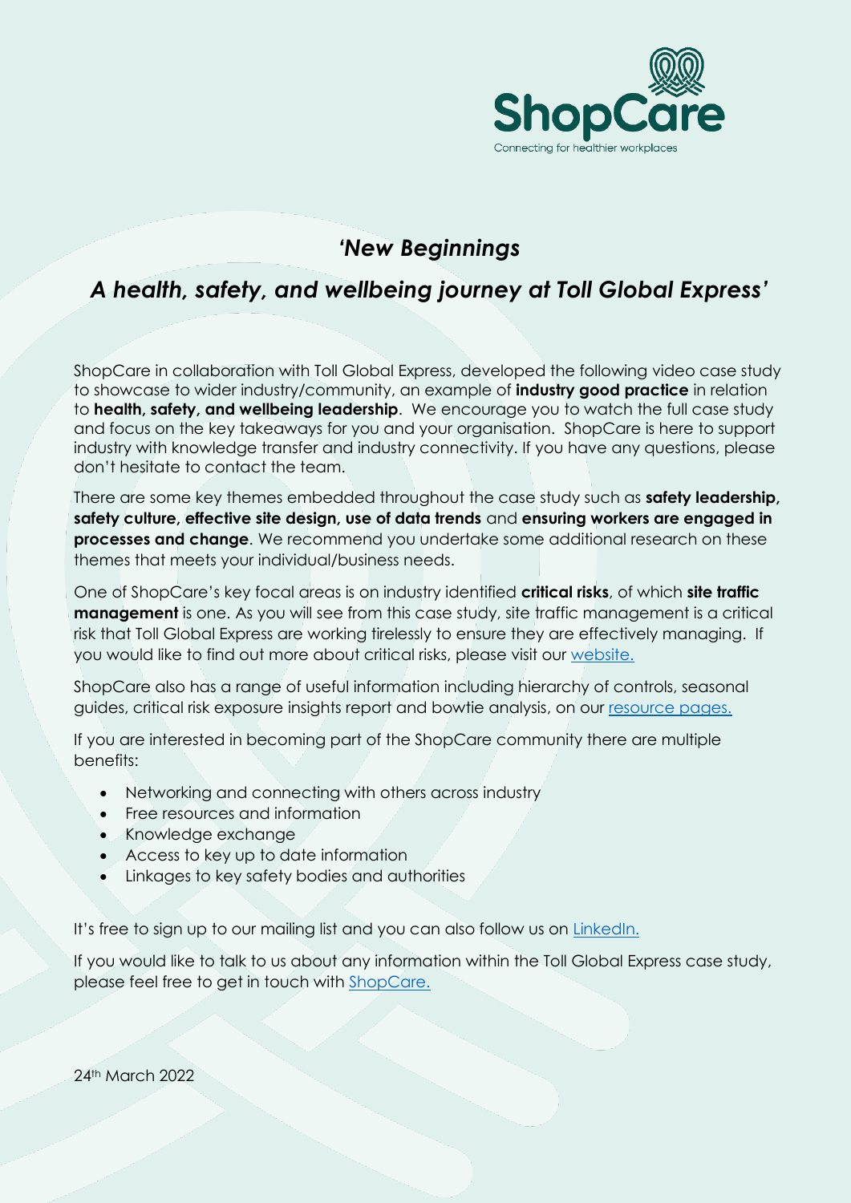ShopCare

Connecting for healthier workplaces

## *'New Beginnings*

## *A health, safety, and wellbeing journey at Toll Global Express'*

ShopCare in collaboration with Toll Global Express, developed the following video case study to showcase to wider industry/community, an example of **industry good practice** in relation to **health, safety, and wellbeing leadership**. We encourage you to watch the full case study and focus on the key takeaways for you and your organisation. ShopCare is here to support industry with knowledge transfer and industry connectivity. If you have any questions, please don't hesitate to contact the team.

There are some key themes embedded throughout the case study such as **safety leadership, safety culture, effective site design, use of data trends** and **ensuring workers are engaged in processes and change**. We recommend you undertake some additional research on these themes that meets your individual/business needs.

One of ShopCare's key focal areas is on industry identified **critical risks**, of which **site traffic management** is one. As you will see from this case study, site traffic management is a critical risk that Toll Global Express are working tirelessly to ensure they are effectively managing. If you would like to find out more about critical risks, please visit our website.

ShopCare also has a range of useful information including hierarchy of controls, seasonal guides, critical risk exposure insights report and bowtie analysis, on our resource pages.

If you are interested in becoming part of the ShopCare community there are multiple benefits:

- Networking and connecting with others across industry
- Free resources and information
- Knowledge exchange
- Access to key up to date information
- Linkages to key safety bodies and authorities

It's free to sign up to our mailing list and you can also follow us on LinkedIn.

If you would like to talk to us about any information within the Toll Global Express case study, please feel free to get in touch with ShopCare.

24th March 2022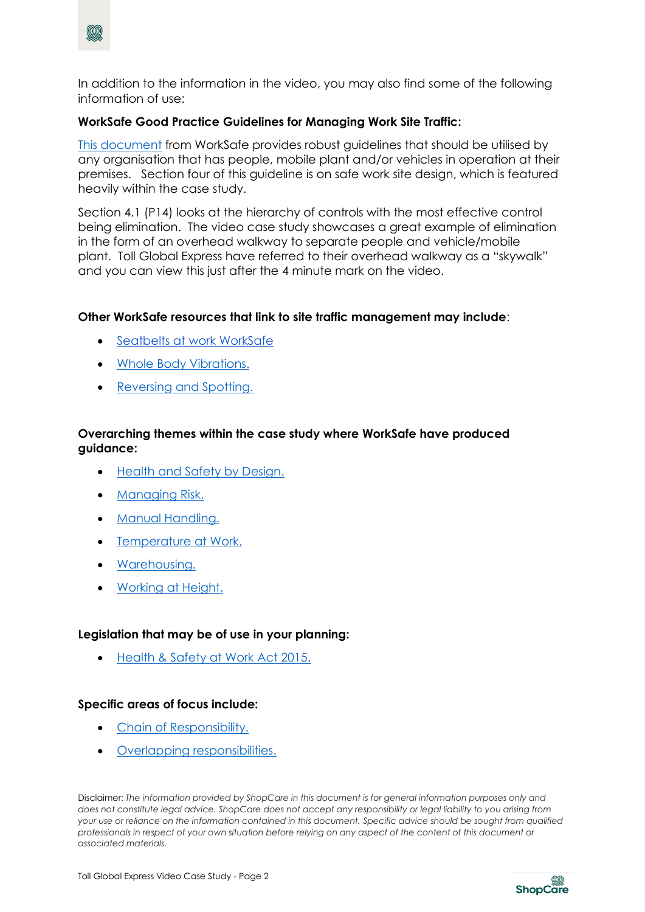In addition to the information in the video, you may also find some of the following information of use:

**WorkSafe Good Practice Guidelines for Managing Work Site Traffic:**

This document from WorkSafe provides robust guidelines that should be utilised by any organisation that has people, mobile plant and/or vehicles in operation at their premises. Section four of this guideline is on safe work site design, which is featured heavily within the case study.

Section 4.1 (P14) looks at the hierarchy of controls with the most effective control being elimination. The video case study showcases a great example of elimination in the form of an overhead walkway to separate people and vehicle/mobile plant. Toll Global Express have referred to their overhead walkway as a "skywalk" and you can view this just after the 4 minute mark on the video.

**Other WorkSafe resources that link to site traffic management may include**:

- Seatbelts at work WorkSafe
- Whole Body Vibrations.
- Reversing and Spotting.

**Overarching themes within the case study where WorkSafe have produced guidance:**

- Health and Safety by Design.
- Managing Risk.
- Manual Handling.
- Temperature at Work.
- Warehousing.
- Working at Height.

**Legislation that may be of use in your planning:**

- Health & Safety at Work Act 2015.

**Specific areas of focus include:**

- Chain of Responsibility.
- Overlapping responsibilities.

Disclaimer: *The information provided by ShopCare in this document is for general information purposes only and does not constitute legal advice. ShopCare does not accept any responsibility or legal liability to you arising from your use or reliance on the information contained in this document. Specific advice should be sought from qualified professionals in respect of your own situation before relying on any aspect of the content of this document or associated materials.*